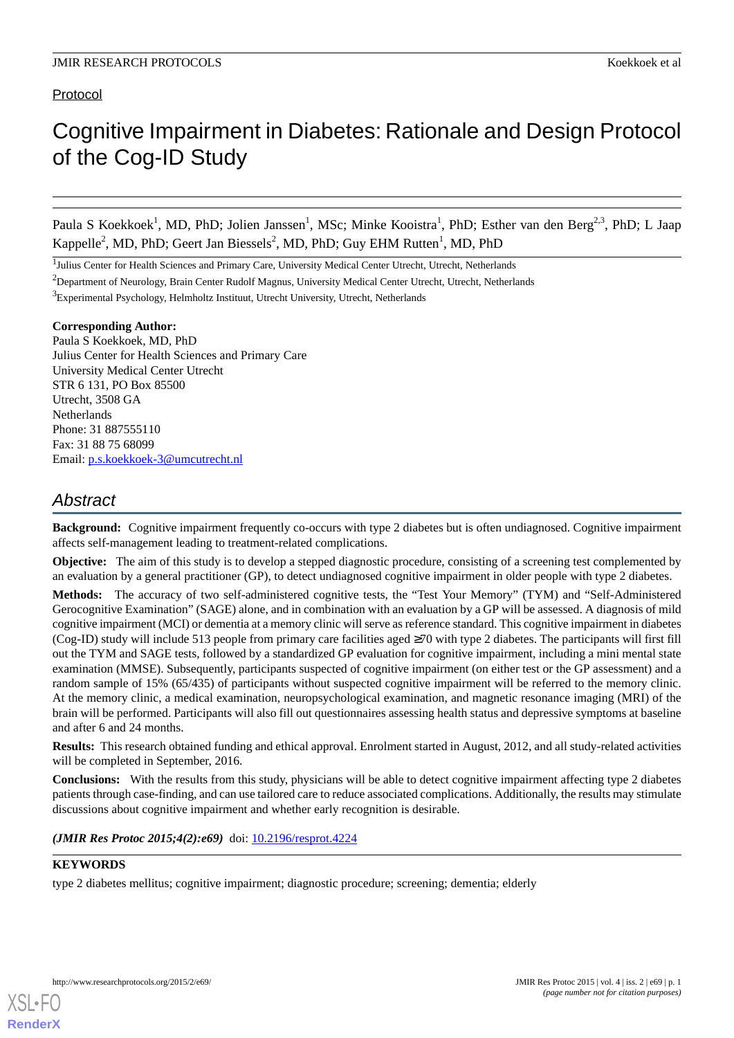Protocol

# Cognitive Impairment in Diabetes: Rationale and Design Protocol of the Cog-ID Study

Paula S Koekkoek[1], MD, PhD; Jolien Janssen[1], MSc; Minke Kooistra[1], PhD; Esther van den Berg[2,3], PhD; L Jaap Kappelle[2], MD, PhD; Geert Jan Biessels[2], MD, PhD; Guy EHM Rutten[1], MD, PhD

[1]Julius Center for Health Sciences and Primary Care, University Medical Center Utrecht, Utrecht, Netherlands

[2]Department of Neurology, Brain Center Rudolf Magnus, University Medical Center Utrecht, Utrecht, Netherlands

[3]Experimental Psychology, Helmholtz Instituut, Utrecht University, Utrecht, Netherlands

**Corresponding Author:**
Paula S Koekkoek, MD, PhD
Julius Center for Health Sciences and Primary Care
University Medical Center Utrecht
STR 6 131, PO Box 85500
Utrecht, 3508 GA
Netherlands
Phone: 31 887555110
Fax: 31 88 75 68099
Email: p.s.koekkoek-3@umcutrecht.nl

## Abstract

**Background:** Cognitive impairment frequently co-occurs with type 2 diabetes but is often undiagnosed. Cognitive impairment affects self-management leading to treatment-related complications.

**Objective:** The aim of this study is to develop a stepped diagnostic procedure, consisting of a screening test complemented by an evaluation by a general practitioner (GP), to detect undiagnosed cognitive impairment in older people with type 2 diabetes.

**Methods:** The accuracy of two self-administered cognitive tests, the "Test Your Memory" (TYM) and "Self-Administered Gerocognitive Examination" (SAGE) alone, and in combination with an evaluation by a GP will be assessed. A diagnosis of mild cognitive impairment (MCI) or dementia at a memory clinic will serve as reference standard. This cognitive impairment in diabetes (Cog-ID) study will include 513 people from primary care facilities aged ≥70 with type 2 diabetes. The participants will first fill out the TYM and SAGE tests, followed by a standardized GP evaluation for cognitive impairment, including a mini mental state examination (MMSE). Subsequently, participants suspected of cognitive impairment (on either test or the GP assessment) and a random sample of 15% (65/435) of participants without suspected cognitive impairment will be referred to the memory clinic. At the memory clinic, a medical examination, neuropsychological examination, and magnetic resonance imaging (MRI) of the brain will be performed. Participants will also fill out questionnaires assessing health status and depressive symptoms at baseline and after 6 and 24 months.

**Results:** This research obtained funding and ethical approval. Enrolment started in August, 2012, and all study-related activities will be completed in September, 2016.

**Conclusions:** With the results from this study, physicians will be able to detect cognitive impairment affecting type 2 diabetes patients through case-finding, and can use tailored care to reduce associated complications. Additionally, the results may stimulate discussions about cognitive impairment and whether early recognition is desirable.

***(JMIR Res Protoc 2015;4(2):e69)*** doi: 10.2196/resprot.4224

**KEYWORDS**

type 2 diabetes mellitus; cognitive impairment; diagnostic procedure; screening; dementia; elderly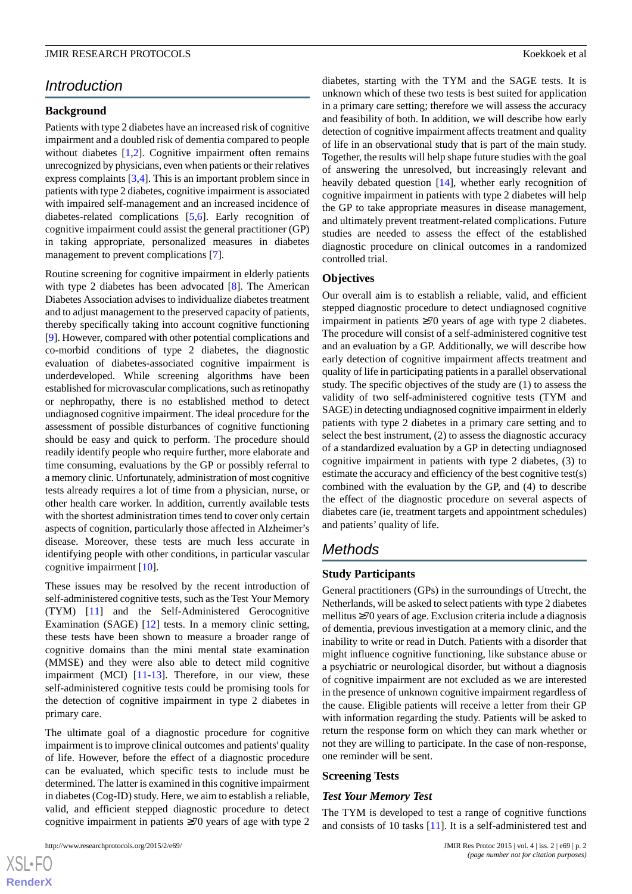## Introduction

### Background

Patients with type 2 diabetes have an increased risk of cognitive impairment and a doubled risk of dementia compared to people without diabetes [1,2]. Cognitive impairment often remains unrecognized by physicians, even when patients or their relatives express complaints [3,4]. This is an important problem since in patients with type 2 diabetes, cognitive impairment is associated with impaired self-management and an increased incidence of diabetes-related complications [5,6]. Early recognition of cognitive impairment could assist the general practitioner (GP) in taking appropriate, personalized measures in diabetes management to prevent complications [7].

Routine screening for cognitive impairment in elderly patients with type 2 diabetes has been advocated [8]. The American Diabetes Association advises to individualize diabetes treatment and to adjust management to the preserved capacity of patients, thereby specifically taking into account cognitive functioning [9]. However, compared with other potential complications and co-morbid conditions of type 2 diabetes, the diagnostic evaluation of diabetes-associated cognitive impairment is underdeveloped. While screening algorithms have been established for microvascular complications, such as retinopathy or nephropathy, there is no established method to detect undiagnosed cognitive impairment. The ideal procedure for the assessment of possible disturbances of cognitive functioning should be easy and quick to perform. The procedure should readily identify people who require further, more elaborate and time consuming, evaluations by the GP or possibly referral to a memory clinic. Unfortunately, administration of most cognitive tests already requires a lot of time from a physician, nurse, or other health care worker. In addition, currently available tests with the shortest administration times tend to cover only certain aspects of cognition, particularly those affected in Alzheimer's disease. Moreover, these tests are much less accurate in identifying people with other conditions, in particular vascular cognitive impairment [10].

These issues may be resolved by the recent introduction of self-administered cognitive tests, such as the Test Your Memory (TYM) [11] and the Self-Administered Gerocognitive Examination (SAGE) [12] tests. In a memory clinic setting, these tests have been shown to measure a broader range of cognitive domains than the mini mental state examination (MMSE) and they were also able to detect mild cognitive impairment (MCI) [11-13]. Therefore, in our view, these self-administered cognitive tests could be promising tools for the detection of cognitive impairment in type 2 diabetes in primary care.

The ultimate goal of a diagnostic procedure for cognitive impairment is to improve clinical outcomes and patients' quality of life. However, before the effect of a diagnostic procedure can be evaluated, which specific tests to include must be determined. The latter is examined in this cognitive impairment in diabetes (Cog-ID) study. Here, we aim to establish a reliable, valid, and efficient stepped diagnostic procedure to detect cognitive impairment in patients ≥70 years of age with type 2 diabetes, starting with the TYM and the SAGE tests. It is unknown which of these two tests is best suited for application in a primary care setting; therefore we will assess the accuracy and feasibility of both. In addition, we will describe how early detection of cognitive impairment affects treatment and quality of life in an observational study that is part of the main study. Together, the results will help shape future studies with the goal of answering the unresolved, but increasingly relevant and heavily debated question [14], whether early recognition of cognitive impairment in patients with type 2 diabetes will help the GP to take appropriate measures in disease management, and ultimately prevent treatment-related complications. Future studies are needed to assess the effect of the established diagnostic procedure on clinical outcomes in a randomized controlled trial.

### Objectives

Our overall aim is to establish a reliable, valid, and efficient stepped diagnostic procedure to detect undiagnosed cognitive impairment in patients ≥70 years of age with type 2 diabetes. The procedure will consist of a self-administered cognitive test and an evaluation by a GP. Additionally, we will describe how early detection of cognitive impairment affects treatment and quality of life in participating patients in a parallel observational study. The specific objectives of the study are (1) to assess the validity of two self-administered cognitive tests (TYM and SAGE) in detecting undiagnosed cognitive impairment in elderly patients with type 2 diabetes in a primary care setting and to select the best instrument, (2) to assess the diagnostic accuracy of a standardized evaluation by a GP in detecting undiagnosed cognitive impairment in patients with type 2 diabetes, (3) to estimate the accuracy and efficiency of the best cognitive test(s) combined with the evaluation by the GP, and (4) to describe the effect of the diagnostic procedure on several aspects of diabetes care (ie, treatment targets and appointment schedules) and patients' quality of life.

## Methods

### Study Participants

General practitioners (GPs) in the surroundings of Utrecht, the Netherlands, will be asked to select patients with type 2 diabetes mellitus ≥70 years of age. Exclusion criteria include a diagnosis of dementia, previous investigation at a memory clinic, and the inability to write or read in Dutch. Patients with a disorder that might influence cognitive functioning, like substance abuse or a psychiatric or neurological disorder, but without a diagnosis of cognitive impairment are not excluded as we are interested in the presence of unknown cognitive impairment regardless of the cause. Eligible patients will receive a letter from their GP with information regarding the study. Patients will be asked to return the response form on which they can mark whether or not they are willing to participate. In the case of non-response, one reminder will be sent.

### Screening Tests

#### *Test Your Memory Test*

The TYM is developed to test a range of cognitive functions and consists of 10 tasks [11]. It is a self-administered test and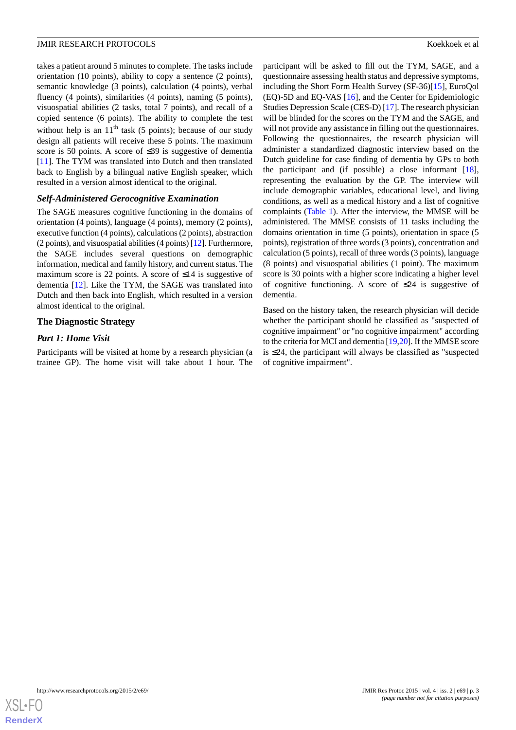takes a patient around 5 minutes to complete. The tasks include orientation (10 points), ability to copy a sentence (2 points), semantic knowledge (3 points), calculation (4 points), verbal fluency (4 points), similarities (4 points), naming (5 points), visuospatial abilities (2 tasks, total 7 points), and recall of a copied sentence (6 points). The ability to complete the test without help is an 11th task (5 points); because of our study design all patients will receive these 5 points. The maximum score is 50 points. A score of ≤39 is suggestive of dementia [11]. The TYM was translated into Dutch and then translated back to English by a bilingual native English speaker, which resulted in a version almost identical to the original.

### *Self-Administered Gerocognitive Examination*

The SAGE measures cognitive functioning in the domains of orientation (4 points), language (4 points), memory (2 points), executive function (4 points), calculations (2 points), abstraction (2 points), and visuospatial abilities (4 points) [12]. Furthermore, the SAGE includes several questions on demographic information, medical and family history, and current status. The maximum score is 22 points. A score of ≤14 is suggestive of dementia [12]. Like the TYM, the SAGE was translated into Dutch and then back into English, which resulted in a version almost identical to the original.

## The Diagnostic Strategy

### *Part 1: Home Visit*

Participants will be visited at home by a research physician (a trainee GP). The home visit will take about 1 hour. The participant will be asked to fill out the TYM, SAGE, and a questionnaire assessing health status and depressive symptoms, including the Short Form Health Survey (SF-36)[15], EuroQol (EQ)-5D and EQ-VAS [16], and the Center for Epidemiologic Studies Depression Scale (CES-D) [17]. The research physician will be blinded for the scores on the TYM and the SAGE, and will not provide any assistance in filling out the questionnaires. Following the questionnaires, the research physician will administer a standardized diagnostic interview based on the Dutch guideline for case finding of dementia by GPs to both the participant and (if possible) a close informant [18], representing the evaluation by the GP. The interview will include demographic variables, educational level, and living conditions, as well as a medical history and a list of cognitive complaints (Table 1). After the interview, the MMSE will be administered. The MMSE consists of 11 tasks including the domains orientation in time (5 points), orientation in space (5 points), registration of three words (3 points), concentration and calculation (5 points), recall of three words (3 points), language (8 points) and visuospatial abilities (1 point). The maximum score is 30 points with a higher score indicating a higher level of cognitive functioning. A score of ≤24 is suggestive of dementia.

Based on the history taken, the research physician will decide whether the participant should be classified as "suspected of cognitive impairment" or "no cognitive impairment" according to the criteria for MCI and dementia [19,20]. If the MMSE score is ≤24, the participant will always be classified as "suspected of cognitive impairment".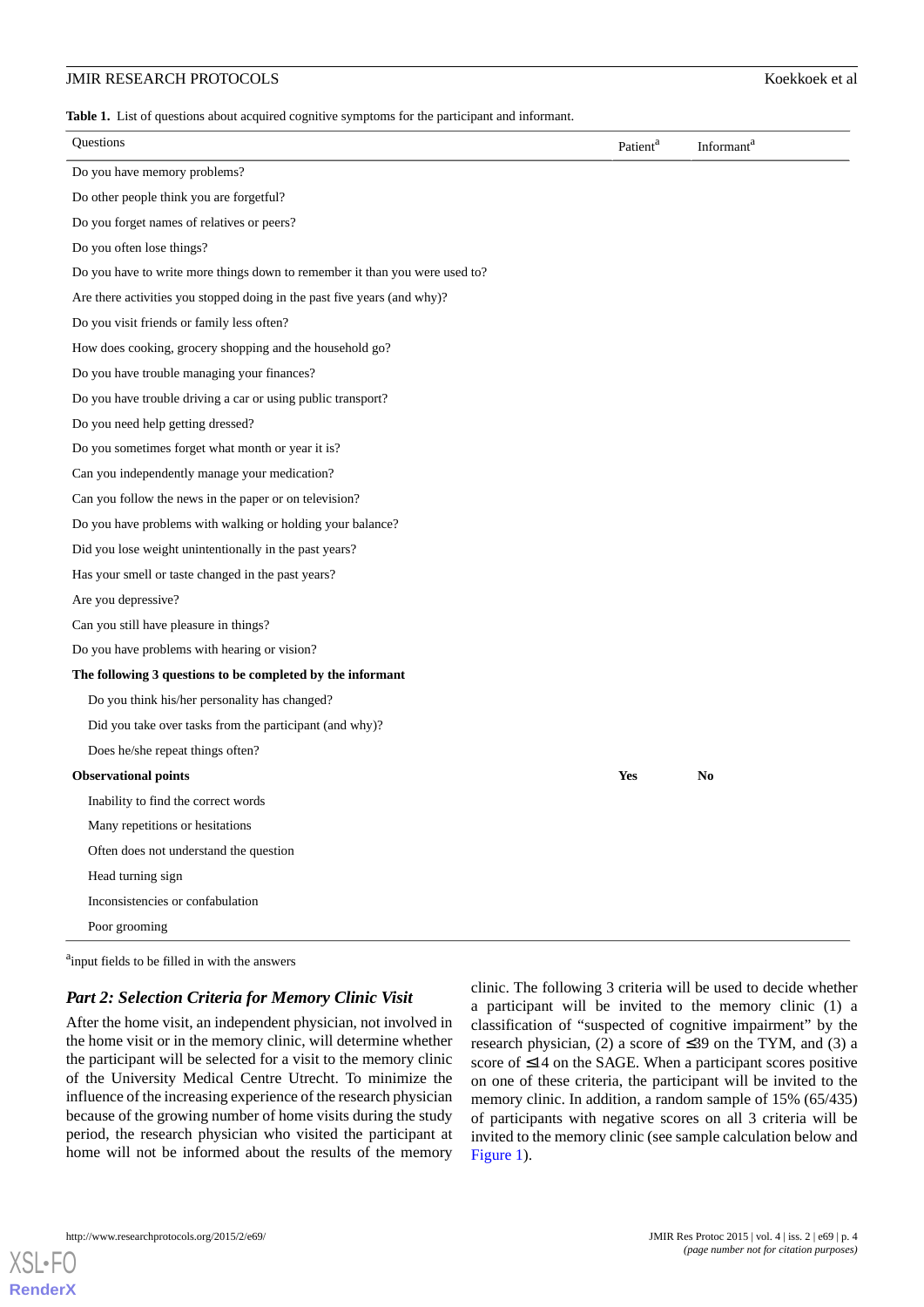**Table 1.** List of questions about acquired cognitive symptoms for the participant and informant.

| Questions | Patient[a] | Informant[a] |
| --- | --- | --- |
| Do you have memory problems? | | |
| Do other people think you are forgetful? | | |
| Do you forget names of relatives or peers? | | |
| Do you often lose things? | | |
| Do you have to write more things down to remember it than you were used to? | | |
| Are there activities you stopped doing in the past five years (and why)? | | |
| Do you visit friends or family less often? | | |
| How does cooking, grocery shopping and the household go? | | |
| Do you have trouble managing your finances? | | |
| Do you have trouble driving a car or using public transport? | | |
| Do you need help getting dressed? | | |
| Do you sometimes forget what month or year it is? | | |
| Can you independently manage your medication? | | |
| Can you follow the news in the paper or on television? | | |
| Do you have problems with walking or holding your balance? | | |
| Did you lose weight unintentionally in the past years? | | |
| Has your smell or taste changed in the past years? | | |
| Are you depressive? | | |
| Can you still have pleasure in things? | | |
| Do you have problems with hearing or vision? | | |
| **The following 3 questions to be completed by the informant** | | |
| Do you think his/her personality has changed? | | |
| Did you take over tasks from the participant (and why)? | | |
| Does he/she repeat things often? | | |
| **Observational points** | **Yes** | **No** |
| Inability to find the correct words | | |
| Many repetitions or hesitations | | |
| Often does not understand the question | | |
| Head turning sign | | |
| Inconsistencies or confabulation | | |
| Poor grooming | | |

[a]input fields to be filled in with the answers

### *Part 2: Selection Criteria for Memory Clinic Visit*

After the home visit, an independent physician, not involved in the home visit or in the memory clinic, will determine whether the participant will be selected for a visit to the memory clinic of the University Medical Centre Utrecht. To minimize the influence of the increasing experience of the research physician because of the growing number of home visits during the study period, the research physician who visited the participant at home will not be informed about the results of the memory clinic. The following 3 criteria will be used to decide whether a participant will be invited to the memory clinic (1) a classification of "suspected of cognitive impairment" by the research physician, (2) a score of ≤39 on the TYM, and (3) a score of ≤14 on the SAGE. When a participant scores positive on one of these criteria, the participant will be invited to the memory clinic. In addition, a random sample of 15% (65/435) of participants with negative scores on all 3 criteria will be invited to the memory clinic (see sample calculation below and Figure 1).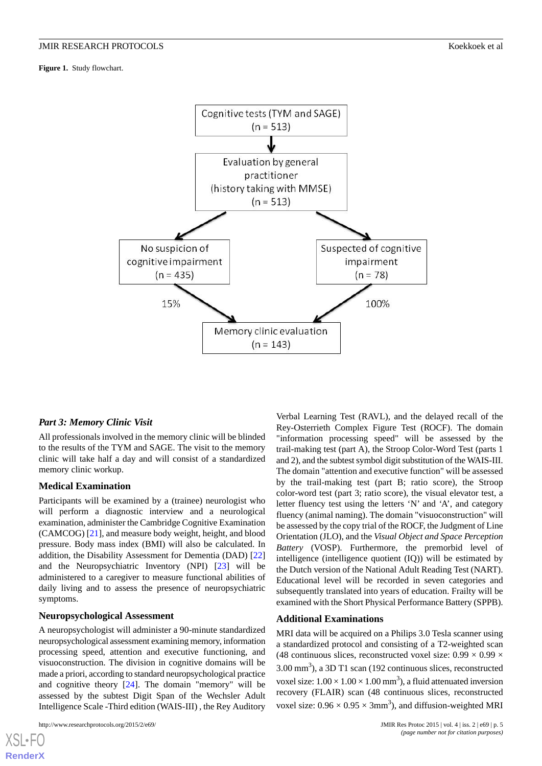**Figure 1.** Study flowchart.

Cognitive tests (TYM and SAGE) (n = 513)

Evaluation by general practitioner (history taking with MMSE) (n = 513)

No suspicion of cognitive impairment (n = 435)

Suspected of cognitive impairment (n = 78)

15%

100%

Memory clinic evaluation (n = 143)

### *Part 3: Memory Clinic Visit*

All professionals involved in the memory clinic will be blinded to the results of the TYM and SAGE. The visit to the memory clinic will take half a day and will consist of a standardized memory clinic workup.

#### Medical Examination

Participants will be examined by a (trainee) neurologist who will perform a diagnostic interview and a neurological examination, administer the Cambridge Cognitive Examination (CAMCOG) [21], and measure body weight, height, and blood pressure. Body mass index (BMI) will also be calculated. In addition, the Disability Assessment for Dementia (DAD) [22] and the Neuropsychiatric Inventory (NPI) [23] will be administered to a caregiver to measure functional abilities of daily living and to assess the presence of neuropsychiatric symptoms.

#### Neuropsychological Assessment

A neuropsychologist will administer a 90-minute standardized neuropsychological assessment examining memory, information processing speed, attention and executive functioning, and visuoconstruction. The division in cognitive domains will be made a priori, according to standard neuropsychological practice and cognitive theory [24]. The domain "memory" will be assessed by the subtest Digit Span of the Wechsler Adult Intelligence Scale -Third edition (WAIS-III) , the Rey Auditory Verbal Learning Test (RAVL), and the delayed recall of the Rey-Osterrieth Complex Figure Test (ROCF). The domain "information processing speed" will be assessed by the trail-making test (part A), the Stroop Color-Word Test (parts 1 and 2), and the subtest symbol digit substitution of the WAIS-III. The domain "attention and executive function" will be assessed by the trail-making test (part B; ratio score), the Stroop color-word test (part 3; ratio score), the visual elevator test, a letter fluency test using the letters 'N' and 'A', and category fluency (animal naming). The domain "visuoconstruction" will be assessed by the copy trial of the ROCF, the Judgment of Line Orientation (JLO), and the *Visual Object and Space Perception Battery* (VOSP). Furthermore, the premorbid level of intelligence (intelligence quotient (IQ)) will be estimated by the Dutch version of the National Adult Reading Test (NART). Educational level will be recorded in seven categories and subsequently translated into years of education. Frailty will be examined with the Short Physical Performance Battery (SPPB).

#### Additional Examinations

MRI data will be acquired on a Philips 3.0 Tesla scanner using a standardized protocol and consisting of a T2-weighted scan (48 continuous slices, reconstructed voxel size: 0.99 × 0.99 × 3.00 $mm^3$), a 3D T1 scan (192 continuous slices, reconstructed voxel size: 1.00 × 1.00 × 1.00 $mm^3$), a fluid attenuated inversion recovery (FLAIR) scan (48 continuous slices, reconstructed voxel size: 0.96 × 0.95 × 3$mm^3$), and diffusion-weighted MRI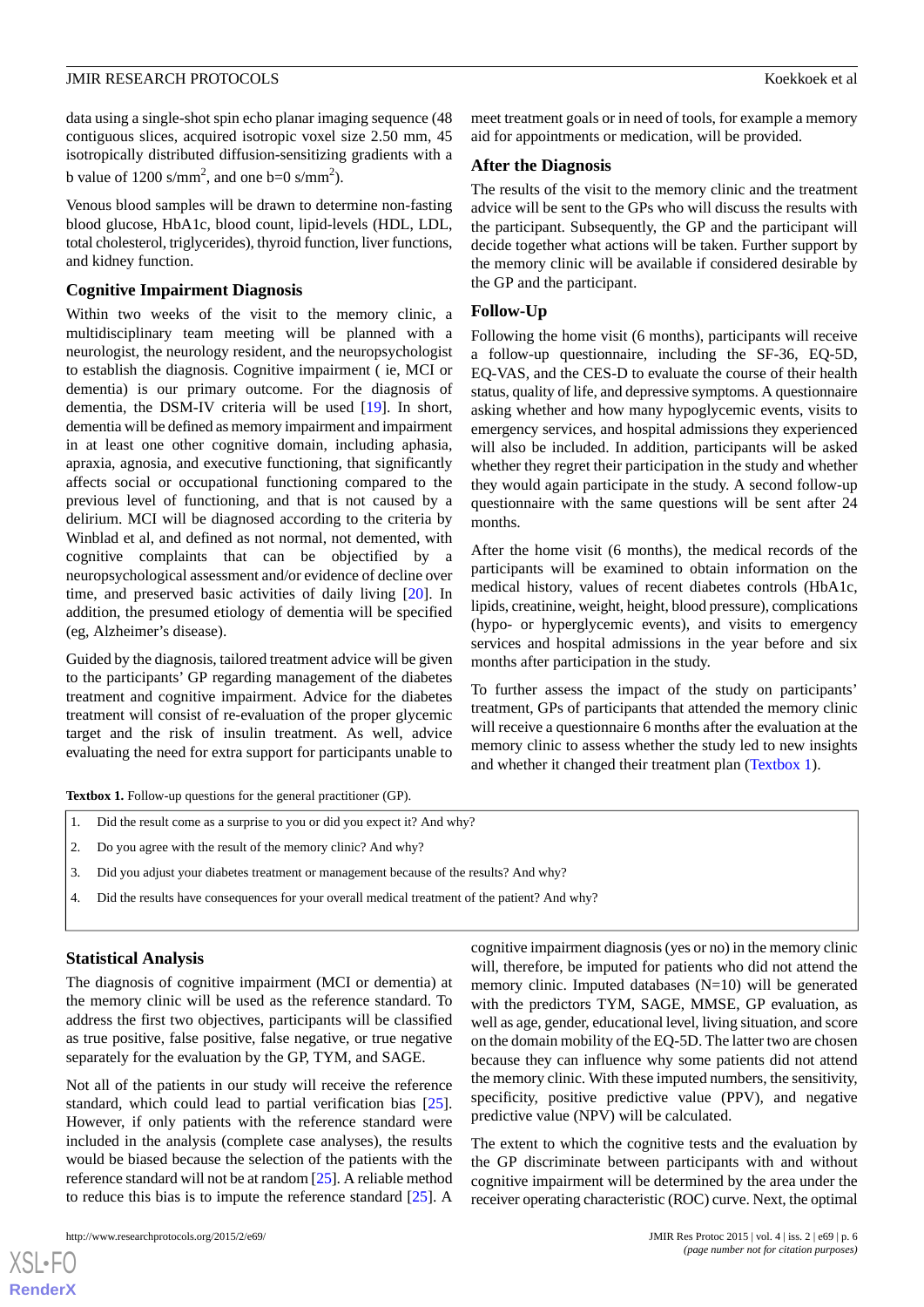data using a single-shot spin echo planar imaging sequence (48 contiguous slices, acquired isotropic voxel size 2.50 mm, 45 isotropically distributed diffusion-sensitizing gradients with a b value of 1200 s/mm$^2$, and one b=0 s/mm$^2$).

Venous blood samples will be drawn to determine non-fasting blood glucose, HbA1c, blood count, lipid-levels (HDL, LDL, total cholesterol, triglycerides), thyroid function, liver functions, and kidney function.

### Cognitive Impairment Diagnosis

Within two weeks of the visit to the memory clinic, a multidisciplinary team meeting will be planned with a neurologist, the neurology resident, and the neuropsychologist to establish the diagnosis. Cognitive impairment ( ie, MCI or dementia) is our primary outcome. For the diagnosis of dementia, the DSM-IV criteria will be used [19]. In short, dementia will be defined as memory impairment and impairment in at least one other cognitive domain, including aphasia, apraxia, agnosia, and executive functioning, that significantly affects social or occupational functioning compared to the previous level of functioning, and that is not caused by a delirium. MCI will be diagnosed according to the criteria by Winblad et al, and defined as not normal, not demented, with cognitive complaints that can be objectified by a neuropsychological assessment and/or evidence of decline over time, and preserved basic activities of daily living [20]. In addition, the presumed etiology of dementia will be specified (eg, Alzheimer's disease).

Guided by the diagnosis, tailored treatment advice will be given to the participants' GP regarding management of the diabetes treatment and cognitive impairment. Advice for the diabetes treatment will consist of re-evaluation of the proper glycemic target and the risk of insulin treatment. As well, advice evaluating the need for extra support for participants unable to meet treatment goals or in need of tools, for example a memory aid for appointments or medication, will be provided.

### After the Diagnosis

The results of the visit to the memory clinic and the treatment advice will be sent to the GPs who will discuss the results with the participant. Subsequently, the GP and the participant will decide together what actions will be taken. Further support by the memory clinic will be available if considered desirable by the GP and the participant.

### Follow-Up

Following the home visit (6 months), participants will receive a follow-up questionnaire, including the SF-36, EQ-5D, EQ-VAS, and the CES-D to evaluate the course of their health status, quality of life, and depressive symptoms. A questionnaire asking whether and how many hypoglycemic events, visits to emergency services, and hospital admissions they experienced will also be included. In addition, participants will be asked whether they regret their participation in the study and whether they would again participate in the study. A second follow-up questionnaire with the same questions will be sent after 24 months.

After the home visit (6 months), the medical records of the participants will be examined to obtain information on the medical history, values of recent diabetes controls (HbA1c, lipids, creatinine, weight, height, blood pressure), complications (hypo- or hyperglycemic events), and visits to emergency services and hospital admissions in the year before and six months after participation in the study.

To further assess the impact of the study on participants' treatment, GPs of participants that attended the memory clinic will receive a questionnaire 6 months after the evaluation at the memory clinic to assess whether the study led to new insights and whether it changed their treatment plan (Textbox 1).

**Textbox 1.** Follow-up questions for the general practitioner (GP).

1. Did the result come as a surprise to you or did you expect it? And why?
2. Do you agree with the result of the memory clinic? And why?
3. Did you adjust your diabetes treatment or management because of the results? And why?
4. Did the results have consequences for your overall medical treatment of the patient? And why?

### Statistical Analysis

The diagnosis of cognitive impairment (MCI or dementia) at the memory clinic will be used as the reference standard. To address the first two objectives, participants will be classified as true positive, false positive, false negative, or true negative separately for the evaluation by the GP, TYM, and SAGE.

Not all of the patients in our study will receive the reference standard, which could lead to partial verification bias [25]. However, if only patients with the reference standard were included in the analysis (complete case analyses), the results would be biased because the selection of the patients with the reference standard will not be at random [25]. A reliable method to reduce this bias is to impute the reference standard [25]. A cognitive impairment diagnosis (yes or no) in the memory clinic will, therefore, be imputed for patients who did not attend the memory clinic. Imputed databases (N=10) will be generated with the predictors TYM, SAGE, MMSE, GP evaluation, as well as age, gender, educational level, living situation, and score on the domain mobility of the EQ-5D. The latter two are chosen because they can influence why some patients did not attend the memory clinic. With these imputed numbers, the sensitivity, specificity, positive predictive value (PPV), and negative predictive value (NPV) will be calculated.

The extent to which the cognitive tests and the evaluation by the GP discriminate between participants with and without cognitive impairment will be determined by the area under the receiver operating characteristic (ROC) curve. Next, the optimal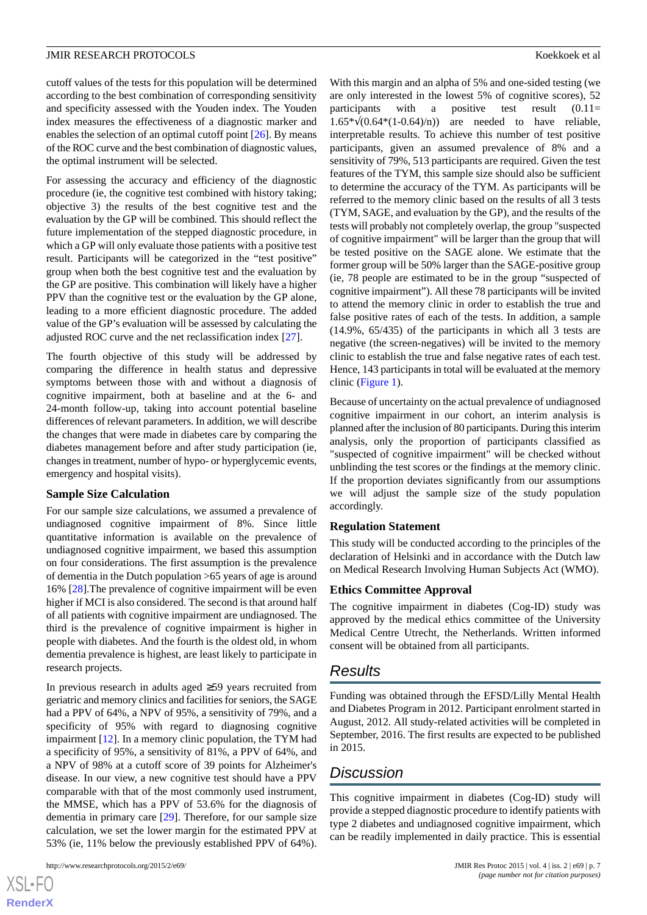cutoff values of the tests for this population will be determined according to the best combination of corresponding sensitivity and specificity assessed with the Youden index. The Youden index measures the effectiveness of a diagnostic marker and enables the selection of an optimal cutoff point [26]. By means of the ROC curve and the best combination of diagnostic values, the optimal instrument will be selected.

For assessing the accuracy and efficiency of the diagnostic procedure (ie, the cognitive test combined with history taking; objective 3) the results of the best cognitive test and the evaluation by the GP will be combined. This should reflect the future implementation of the stepped diagnostic procedure, in which a GP will only evaluate those patients with a positive test result. Participants will be categorized in the "test positive" group when both the best cognitive test and the evaluation by the GP are positive. This combination will likely have a higher PPV than the cognitive test or the evaluation by the GP alone, leading to a more efficient diagnostic procedure. The added value of the GP's evaluation will be assessed by calculating the adjusted ROC curve and the net reclassification index [27].

The fourth objective of this study will be addressed by comparing the difference in health status and depressive symptoms between those with and without a diagnosis of cognitive impairment, both at baseline and at the 6- and 24-month follow-up, taking into account potential baseline differences of relevant parameters. In addition, we will describe the changes that were made in diabetes care by comparing the diabetes management before and after study participation (ie, changes in treatment, number of hypo- or hyperglycemic events, emergency and hospital visits).

### Sample Size Calculation

For our sample size calculations, we assumed a prevalence of undiagnosed cognitive impairment of 8%. Since little quantitative information is available on the prevalence of undiagnosed cognitive impairment, we based this assumption on four considerations. The first assumption is the prevalence of dementia in the Dutch population >65 years of age is around 16% [28].The prevalence of cognitive impairment will be even higher if MCI is also considered. The second is that around half of all patients with cognitive impairment are undiagnosed. The third is the prevalence of cognitive impairment is higher in people with diabetes. And the fourth is the oldest old, in whom dementia prevalence is highest, are least likely to participate in research projects.

In previous research in adults aged ≥59 years recruited from geriatric and memory clinics and facilities for seniors, the SAGE had a PPV of 64%, a NPV of 95%, a sensitivity of 79%, and a specificity of 95% with regard to diagnosing cognitive impairment [12]. In a memory clinic population, the TYM had a specificity of 95%, a sensitivity of 81%, a PPV of 64%, and a NPV of 98% at a cutoff score of 39 points for Alzheimer's disease. In our view, a new cognitive test should have a PPV comparable with that of the most commonly used instrument, the MMSE, which has a PPV of 53.6% for the diagnosis of dementia in primary care [29]. Therefore, for our sample size calculation, we set the lower margin for the estimated PPV at 53% (ie, 11% below the previously established PPV of 64%). With this margin and an alpha of 5% and one-sided testing (we are only interested in the lowest 5% of cognitive scores), 52 participants with a positive test result ($0.11 = 1.65 * \sqrt{(0.64*(1-0.64)/n)}$) are needed to have reliable, interpretable results. To achieve this number of test positive participants, given an assumed prevalence of 8% and a sensitivity of 79%, 513 participants are required. Given the test features of the TYM, this sample size should also be sufficient to determine the accuracy of the TYM. As participants will be referred to the memory clinic based on the results of all 3 tests (TYM, SAGE, and evaluation by the GP), and the results of the tests will probably not completely overlap, the group "suspected of cognitive impairment" will be larger than the group that will be tested positive on the SAGE alone. We estimate that the former group will be 50% larger than the SAGE-positive group (ie, 78 people are estimated to be in the group "suspected of cognitive impairment"). All these 78 participants will be invited to attend the memory clinic in order to establish the true and false positive rates of each of the tests. In addition, a sample (14.9%, 65/435) of the participants in which all 3 tests are negative (the screen-negatives) will be invited to the memory clinic to establish the true and false negative rates of each test. Hence, 143 participants in total will be evaluated at the memory clinic (Figure 1).

Because of uncertainty on the actual prevalence of undiagnosed cognitive impairment in our cohort, an interim analysis is planned after the inclusion of 80 participants. During this interim analysis, only the proportion of participants classified as "suspected of cognitive impairment" will be checked without unblinding the test scores or the findings at the memory clinic. If the proportion deviates significantly from our assumptions we will adjust the sample size of the study population accordingly.

### Regulation Statement

This study will be conducted according to the principles of the declaration of Helsinki and in accordance with the Dutch law on Medical Research Involving Human Subjects Act (WMO).

### Ethics Committee Approval

The cognitive impairment in diabetes (Cog-ID) study was approved by the medical ethics committee of the University Medical Centre Utrecht, the Netherlands. Written informed consent will be obtained from all participants.

## Results

Funding was obtained through the EFSD/Lilly Mental Health and Diabetes Program in 2012. Participant enrolment started in August, 2012. All study-related activities will be completed in September, 2016. The first results are expected to be published in 2015.

## Discussion

This cognitive impairment in diabetes (Cog-ID) study will provide a stepped diagnostic procedure to identify patients with type 2 diabetes and undiagnosed cognitive impairment, which can be readily implemented in daily practice. This is essential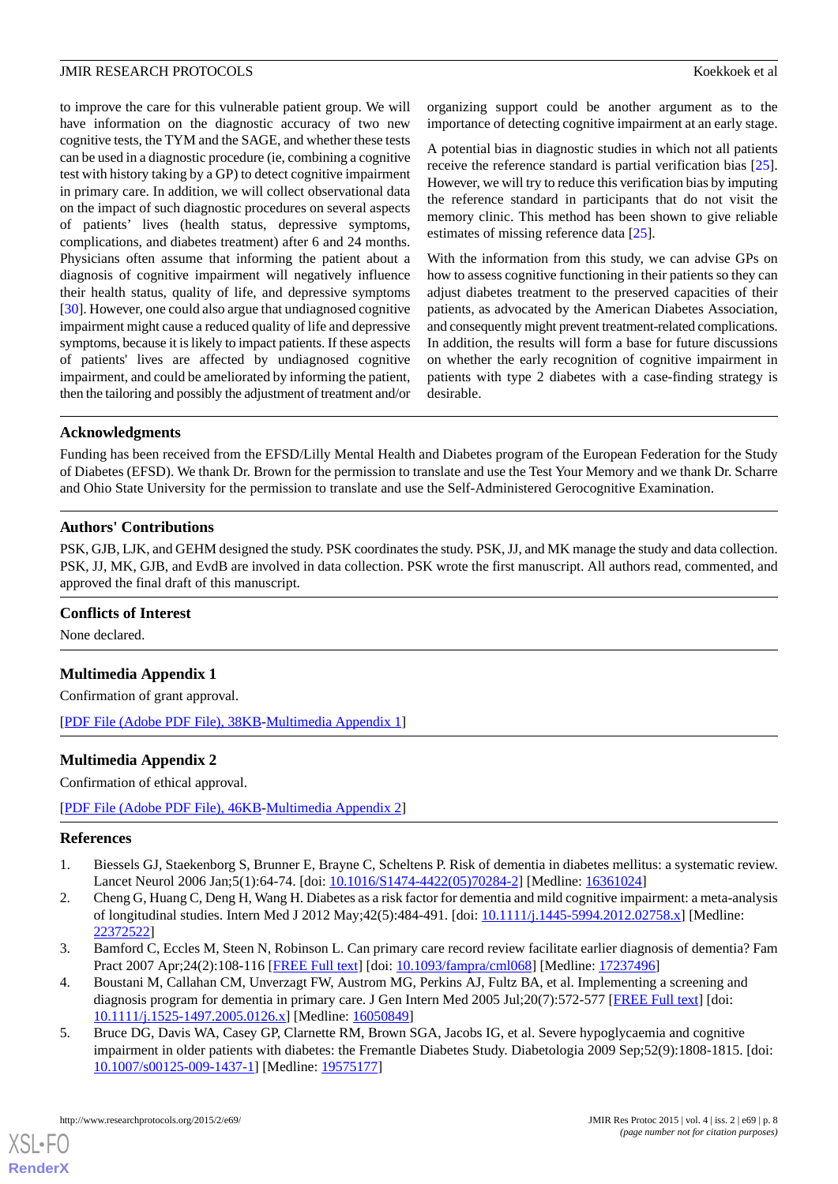to improve the care for this vulnerable patient group. We will have information on the diagnostic accuracy of two new cognitive tests, the TYM and the SAGE, and whether these tests can be used in a diagnostic procedure (ie, combining a cognitive test with history taking by a GP) to detect cognitive impairment in primary care. In addition, we will collect observational data on the impact of such diagnostic procedures on several aspects of patients' lives (health status, depressive symptoms, complications, and diabetes treatment) after 6 and 24 months. Physicians often assume that informing the patient about a diagnosis of cognitive impairment will negatively influence their health status, quality of life, and depressive symptoms [30]. However, one could also argue that undiagnosed cognitive impairment might cause a reduced quality of life and depressive symptoms, because it is likely to impact patients. If these aspects of patients' lives are affected by undiagnosed cognitive impairment, and could be ameliorated by informing the patient, then the tailoring and possibly the adjustment of treatment and/or organizing support could be another argument as to the importance of detecting cognitive impairment at an early stage.

A potential bias in diagnostic studies in which not all patients receive the reference standard is partial verification bias [25]. However, we will try to reduce this verification bias by imputing the reference standard in participants that do not visit the memory clinic. This method has been shown to give reliable estimates of missing reference data [25].

With the information from this study, we can advise GPs on how to assess cognitive functioning in their patients so they can adjust diabetes treatment to the preserved capacities of their patients, as advocated by the American Diabetes Association, and consequently might prevent treatment-related complications. In addition, the results will form a base for future discussions on whether the early recognition of cognitive impairment in patients with type 2 diabetes with a case-finding strategy is desirable.

## Acknowledgments

Funding has been received from the EFSD/Lilly Mental Health and Diabetes program of the European Federation for the Study of Diabetes (EFSD). We thank Dr. Brown for the permission to translate and use the Test Your Memory and we thank Dr. Scharre and Ohio State University for the permission to translate and use the Self-Administered Gerocognitive Examination.

## Authors' Contributions

PSK, GJB, LJK, and GEHM designed the study. PSK coordinates the study. PSK, JJ, and MK manage the study and data collection. PSK, JJ, MK, GJB, and EvdB are involved in data collection. PSK wrote the first manuscript. All authors read, commented, and approved the final draft of this manuscript.

## Conflicts of Interest

None declared.

## Multimedia Appendix 1

Confirmation of grant approval.

[PDF File (Adobe PDF File), 38KB-Multimedia Appendix 1]

## Multimedia Appendix 2

Confirmation of ethical approval.

[PDF File (Adobe PDF File), 46KB-Multimedia Appendix 2]

## References

1. Biessels GJ, Staekenborg S, Brunner E, Brayne C, Scheltens P. Risk of dementia in diabetes mellitus: a systematic review. Lancet Neurol 2006 Jan;5(1):64-74. [doi: 10.1016/S1474-4422(05)70284-2] [Medline: 16361024]
2. Cheng G, Huang C, Deng H, Wang H. Diabetes as a risk factor for dementia and mild cognitive impairment: a meta-analysis of longitudinal studies. Intern Med J 2012 May;42(5):484-491. [doi: 10.1111/j.1445-5994.2012.02758.x] [Medline: 22372522]
3. Bamford C, Eccles M, Steen N, Robinson L. Can primary care record review facilitate earlier diagnosis of dementia? Fam Pract 2007 Apr;24(2):108-116 [FREE Full text] [doi: 10.1093/fampra/cml068] [Medline: 17237496]
4. Boustani M, Callahan CM, Unverzagt FW, Austrom MG, Perkins AJ, Fultz BA, et al. Implementing a screening and diagnosis program for dementia in primary care. J Gen Intern Med 2005 Jul;20(7):572-577 [FREE Full text] [doi: 10.1111/j.1525-1497.2005.0126.x] [Medline: 16050849]
5. Bruce DG, Davis WA, Casey GP, Clarnette RM, Brown SGA, Jacobs IG, et al. Severe hypoglycaemia and cognitive impairment in older patients with diabetes: the Fremantle Diabetes Study. Diabetologia 2009 Sep;52(9):1808-1815. [doi: 10.1007/s00125-009-1437-1] [Medline: 19575177]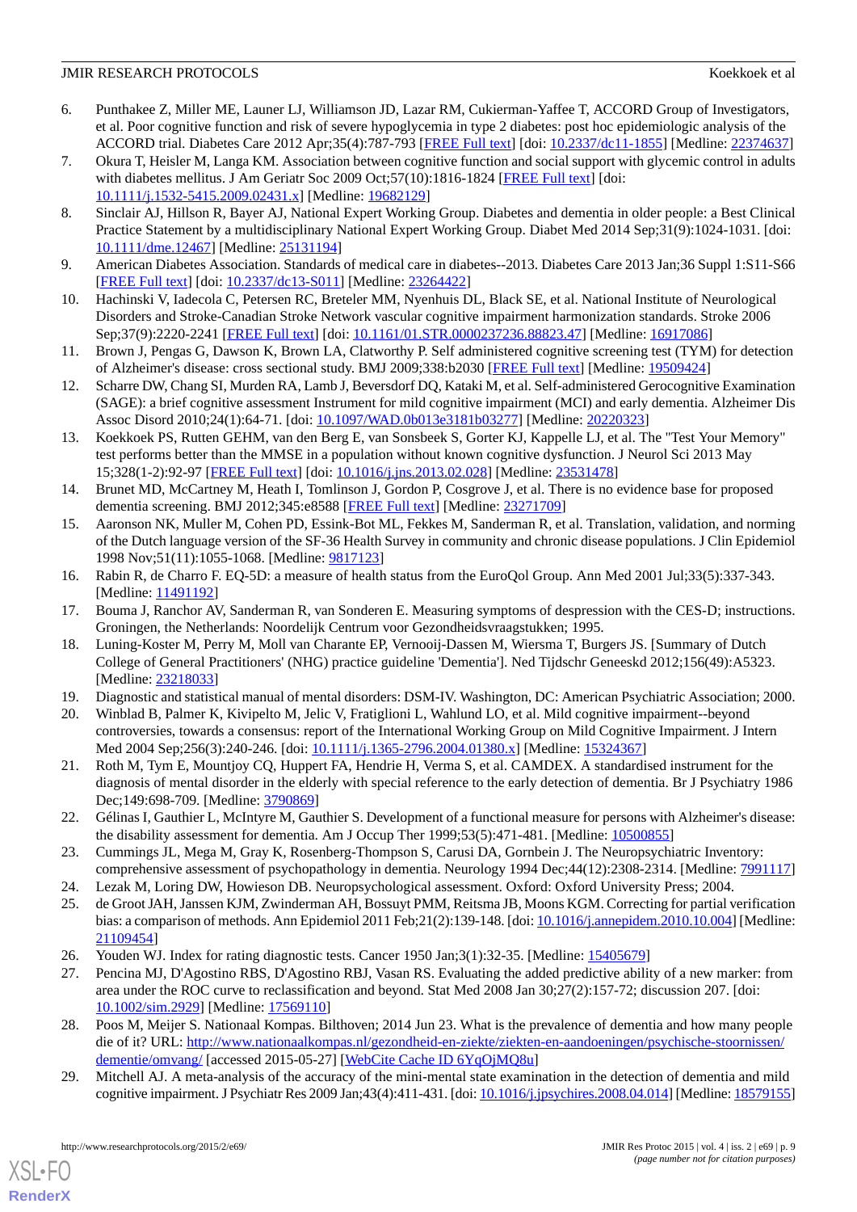6. Punthakee Z, Miller ME, Launer LJ, Williamson JD, Lazar RM, Cukierman-Yaffee T, ACCORD Group of Investigators, et al. Poor cognitive function and risk of severe hypoglycemia in type 2 diabetes: post hoc epidemiologic analysis of the ACCORD trial. Diabetes Care 2012 Apr;35(4):787-793 [FREE Full text] [doi: 10.2337/dc11-1855] [Medline: 22374637]
7. Okura T, Heisler M, Langa KM. Association between cognitive function and social support with glycemic control in adults with diabetes mellitus. J Am Geriatr Soc 2009 Oct;57(10):1816-1824 [FREE Full text] [doi: 10.1111/j.1532-5415.2009.02431.x] [Medline: 19682129]
8. Sinclair AJ, Hillson R, Bayer AJ, National Expert Working Group. Diabetes and dementia in older people: a Best Clinical Practice Statement by a multidisciplinary National Expert Working Group. Diabet Med 2014 Sep;31(9):1024-1031. [doi: 10.1111/dme.12467] [Medline: 25131194]
9. American Diabetes Association. Standards of medical care in diabetes--2013. Diabetes Care 2013 Jan;36 Suppl 1:S11-S66 [FREE Full text] [doi: 10.2337/dc13-S011] [Medline: 23264422]
10. Hachinski V, Iadecola C, Petersen RC, Breteler MM, Nyenhuis DL, Black SE, et al. National Institute of Neurological Disorders and Stroke-Canadian Stroke Network vascular cognitive impairment harmonization standards. Stroke 2006 Sep;37(9):2220-2241 [FREE Full text] [doi: 10.1161/01.STR.0000237236.88823.47] [Medline: 16917086]
11. Brown J, Pengas G, Dawson K, Brown LA, Clatworthy P. Self administered cognitive screening test (TYM) for detection of Alzheimer's disease: cross sectional study. BMJ 2009;338:b2030 [FREE Full text] [Medline: 19509424]
12. Scharre DW, Chang SI, Murden RA, Lamb J, Beversdorf DQ, Kataki M, et al. Self-administered Gerocognitive Examination (SAGE): a brief cognitive assessment Instrument for mild cognitive impairment (MCI) and early dementia. Alzheimer Dis Assoc Disord 2010;24(1):64-71. [doi: 10.1097/WAD.0b013e3181b03277] [Medline: 20220323]
13. Koekkoek PS, Rutten GEHM, van den Berg E, van Sonsbeek S, Gorter KJ, Kappelle LJ, et al. The "Test Your Memory" test performs better than the MMSE in a population without known cognitive dysfunction. J Neurol Sci 2013 May 15;328(1-2):92-97 [FREE Full text] [doi: 10.1016/j.jns.2013.02.028] [Medline: 23531478]
14. Brunet MD, McCartney M, Heath I, Tomlinson J, Gordon P, Cosgrove J, et al. There is no evidence base for proposed dementia screening. BMJ 2012;345:e8588 [FREE Full text] [Medline: 23271709]
15. Aaronson NK, Muller M, Cohen PD, Essink-Bot ML, Fekkes M, Sanderman R, et al. Translation, validation, and norming of the Dutch language version of the SF-36 Health Survey in community and chronic disease populations. J Clin Epidemiol 1998 Nov;51(11):1055-1068. [Medline: 9817123]
16. Rabin R, de Charro F. EQ-5D: a measure of health status from the EuroQol Group. Ann Med 2001 Jul;33(5):337-343. [Medline: 11491192]
17. Bouma J, Ranchor AV, Sanderman R, van Sonderen E. Measuring symptoms of despression with the CES-D; instructions. Groningen, the Netherlands: Noordelijk Centrum voor Gezondheidsvraagstukken; 1995.
18. Luning-Koster M, Perry M, Moll van Charante EP, Vernooij-Dassen M, Wiersma T, Burgers JS. [Summary of Dutch College of General Practitioners' (NHG) practice guideline 'Dementia']. Ned Tijdschr Geneeskd 2012;156(49):A5323. [Medline: 23218033]
19. Diagnostic and statistical manual of mental disorders: DSM-IV. Washington, DC: American Psychiatric Association; 2000.
20. Winblad B, Palmer K, Kivipelto M, Jelic V, Fratiglioni L, Wahlund LO, et al. Mild cognitive impairment--beyond controversies, towards a consensus: report of the International Working Group on Mild Cognitive Impairment. J Intern Med 2004 Sep;256(3):240-246. [doi: 10.1111/j.1365-2796.2004.01380.x] [Medline: 15324367]
21. Roth M, Tym E, Mountjoy CQ, Huppert FA, Hendrie H, Verma S, et al. CAMDEX. A standardised instrument for the diagnosis of mental disorder in the elderly with special reference to the early detection of dementia. Br J Psychiatry 1986 Dec;149:698-709. [Medline: 3790869]
22. Gélinas I, Gauthier L, McIntyre M, Gauthier S. Development of a functional measure for persons with Alzheimer's disease: the disability assessment for dementia. Am J Occup Ther 1999;53(5):471-481. [Medline: 10500855]
23. Cummings JL, Mega M, Gray K, Rosenberg-Thompson S, Carusi DA, Gornbein J. The Neuropsychiatric Inventory: comprehensive assessment of psychopathology in dementia. Neurology 1994 Dec;44(12):2308-2314. [Medline: 7991117]
24. Lezak M, Loring DW, Howieson DB. Neuropsychological assessment. Oxford: Oxford University Press; 2004.
25. de Groot JAH, Janssen KJM, Zwinderman AH, Bossuyt PMM, Reitsma JB, Moons KGM. Correcting for partial verification bias: a comparison of methods. Ann Epidemiol 2011 Feb;21(2):139-148. [doi: 10.1016/j.annepidem.2010.10.004] [Medline: 21109454]
26. Youden WJ. Index for rating diagnostic tests. Cancer 1950 Jan;3(1):32-35. [Medline: 15405679]
27. Pencina MJ, D'Agostino RBS, D'Agostino RBJ, Vasan RS. Evaluating the added predictive ability of a new marker: from area under the ROC curve to reclassification and beyond. Stat Med 2008 Jan 30;27(2):157-72; discussion 207. [doi: 10.1002/sim.2929] [Medline: 17569110]
28. Poos M, Meijer S. Nationaal Kompas. Bilthoven; 2014 Jun 23. What is the prevalence of dementia and how many people die of it? URL: http://www.nationaalkompas.nl/gezondheid-en-ziekte/ziekten-en-aandoeningen/psychische-stoornissen/dementie/omvang/ [accessed 2015-05-27] [WebCite Cache ID 6YqOjMQ8u]
29. Mitchell AJ. A meta-analysis of the accuracy of the mini-mental state examination in the detection of dementia and mild cognitive impairment. J Psychiatr Res 2009 Jan;43(4):411-431. [doi: 10.1016/j.jpsychires.2008.04.014] [Medline: 18579155]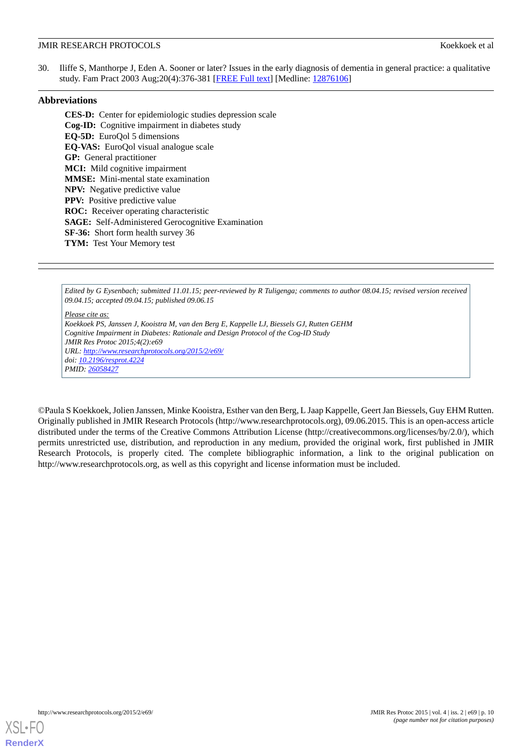30. Iliffe S, Manthorpe J, Eden A. Sooner or later? Issues in the early diagnosis of dementia in general practice: a qualitative study. Fam Pract 2003 Aug;20(4):376-381 [FREE Full text] [Medline: 12876106]

## Abbreviations

**CES-D:** Center for epidemiologic studies depression scale
**Cog-ID:** Cognitive impairment in diabetes study
**EQ-5D:** EuroQol 5 dimensions
**EQ-VAS:** EuroQol visual analogue scale
**GP:** General practitioner
**MCI:** Mild cognitive impairment
**MMSE:** Mini-mental state examination
**NPV:** Negative predictive value
**PPV:** Positive predictive value
**ROC:** Receiver operating characteristic
**SAGE:** Self-Administered Gerocognitive Examination
**SF-36:** Short form health survey 36
**TYM:** Test Your Memory test

---

*Edited by G Eysenbach; submitted 11.01.15; peer-reviewed by R Tuligenga; comments to author 08.04.15; revised version received 09.04.15; accepted 09.04.15; published 09.06.15*

*Please cite as:*
*Koekkoek PS, Janssen J, Kooistra M, van den Berg E, Kappelle LJ, Biessels GJ, Rutten GEHM*
*Cognitive Impairment in Diabetes: Rationale and Design Protocol of the Cog-ID Study*
*JMIR Res Protoc 2015;4(2):e69*
*URL: http://www.researchprotocols.org/2015/2/e69/*
*doi: 10.2196/resprot.4224*
*PMID: 26058427*

©Paula S Koekkoek, Jolien Janssen, Minke Kooistra, Esther van den Berg, L Jaap Kappelle, Geert Jan Biessels, Guy EHM Rutten. Originally published in JMIR Research Protocols (http://www.researchprotocols.org), 09.06.2015. This is an open-access article distributed under the terms of the Creative Commons Attribution License (http://creativecommons.org/licenses/by/2.0/), which permits unrestricted use, distribution, and reproduction in any medium, provided the original work, first published in JMIR Research Protocols, is properly cited. The complete bibliographic information, a link to the original publication on http://www.researchprotocols.org, as well as this copyright and license information must be included.